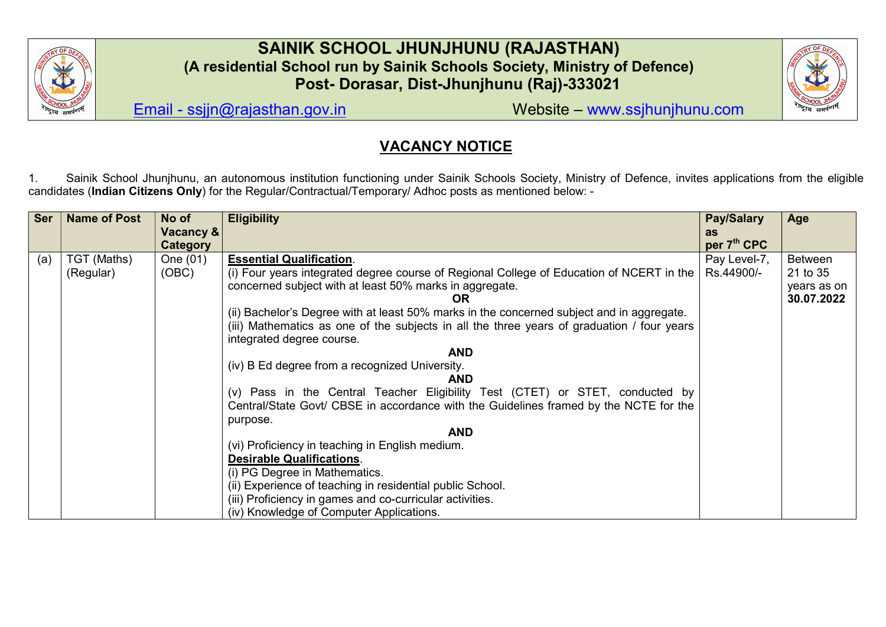# SAINIK SCHOOL JHUNJHUNU (RAJASTHAN)

**(A residential School run by Sainik Schools Society, Ministry of Defence)**

**Post- Dorasar, Dist-Jhunjhunu (Raj)-333021**

Email - ssjjn@rajasthan.gov.in Website – www.ssjhunjhunu.com

## VACANCY NOTICE

1. Sainik School Jhunjhunu, an autonomous institution functioning under Sainik Schools Society, Ministry of Defence, invites applications from the eligible candidates (**Indian Citizens Only**) for the Regular/Contractual/Temporary/ Adhoc posts as mentioned below: -

| Ser | Name of Post | No of Vacancy & Category | Eligibility | Pay/Salary as per 7th CPC | Age |
|---|---|---|---|---|---|
| (a) | TGT (Maths) (Regular) | One (01) (OBC) | **Essential Qualification**.<br>(i) Four years integrated degree course of Regional College of Education of NCERT in the concerned subject with at least 50% marks in aggregate.<br>**OR**<br>(ii) Bachelor's Degree with at least 50% marks in the concerned subject and in aggregate.<br>(iii) Mathematics as one of the subjects in all the three years of graduation / four years integrated degree course.<br>**AND**<br>(iv) B Ed degree from a recognized University.<br>**AND**<br>(v) Pass in the Central Teacher Eligibility Test (CTET) or STET, conducted by Central/State Govt/ CBSE in accordance with the Guidelines framed by the NCTE for the purpose.<br>**AND**<br>(vi) Proficiency in teaching in English medium.<br>**Desirable Qualifications**.<br>(i) PG Degree in Mathematics.<br>(ii) Experience of teaching in residential public School.<br>(iii) Proficiency in games and co-curricular activities.<br>(iv) Knowledge of Computer Applications. | Pay Level-7, Rs.44900/- | Between 21 to 35 years as on **30.07.2022** |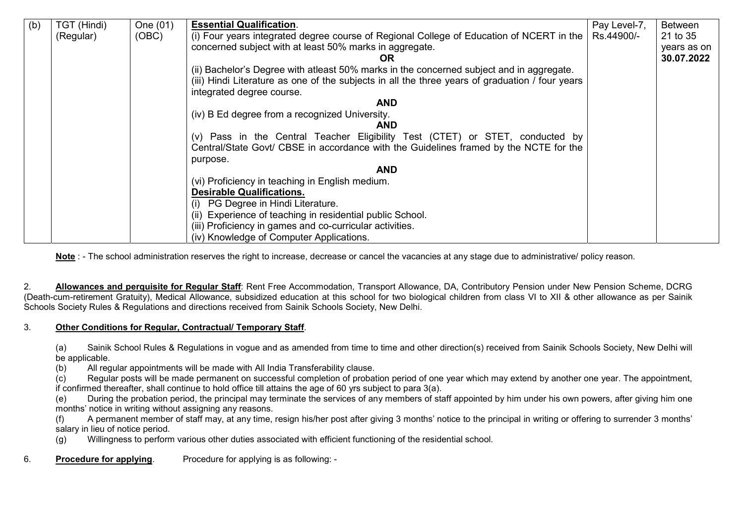| (b) | TGT (Hindi) (Regular) | One (01) (OBC) | **Essential Qualification**.<br>(i) Four years integrated degree course of Regional College of Education of NCERT in the concerned subject with at least 50% marks in aggregate.<br>**OR**<br>(ii) Bachelor's Degree with atleast 50% marks in the concerned subject and in aggregate.<br>(iii) Hindi Literature as one of the subjects in all the three years of graduation / four years integrated degree course.<br>**AND**<br>(iv) B Ed degree from a recognized University.<br>**AND**<br>(v) Pass in the Central Teacher Eligibility Test (CTET) or STET, conducted by Central/State Govt/ CBSE in accordance with the Guidelines framed by the NCTE for the purpose.<br>**AND**<br>(vi) Proficiency in teaching in English medium.<br>**Desirable Qualifications.**<br>(i) PG Degree in Hindi Literature.<br>(ii) Experience of teaching in residential public School.<br>(iii) Proficiency in games and co-curricular activities.<br>(iv) Knowledge of Computer Applications. | Pay Level-7, Rs.44900/- | Between 21 to 35 years as on **30.07.2022** |
|---|---|---|---|---|---|

**Note** : - The school administration reserves the right to increase, decrease or cancel the vacancies at any stage due to administrative/ policy reason.

2. **Allowances and perquisite for Regular Staff**: Rent Free Accommodation, Transport Allowance, DA, Contributory Pension under New Pension Scheme, DCRG (Death-cum-retirement Gratuity), Medical Allowance, subsidized education at this school for two biological children from class VI to XII & other allowance as per Sainik Schools Society Rules & Regulations and directions received from Sainik Schools Society, New Delhi.

3. **Other Conditions for Regular, Contractual/ Temporary Staff**.

(a) Sainik School Rules & Regulations in vogue and as amended from time to time and other direction(s) received from Sainik Schools Society, New Delhi will be applicable.

(b) All regular appointments will be made with All India Transferability clause.

(c) Regular posts will be made permanent on successful completion of probation period of one year which may extend by another one year. The appointment, if confirmed thereafter, shall continue to hold office till attains the age of 60 yrs subject to para 3(a).

(e) During the probation period, the principal may terminate the services of any members of staff appointed by him under his own powers, after giving him one months' notice in writing without assigning any reasons.

(f) A permanent member of staff may, at any time, resign his/her post after giving 3 months' notice to the principal in writing or offering to surrender 3 months' salary in lieu of notice period.

(g) Willingness to perform various other duties associated with efficient functioning of the residential school.

6. **Procedure for applying**. Procedure for applying is as following: -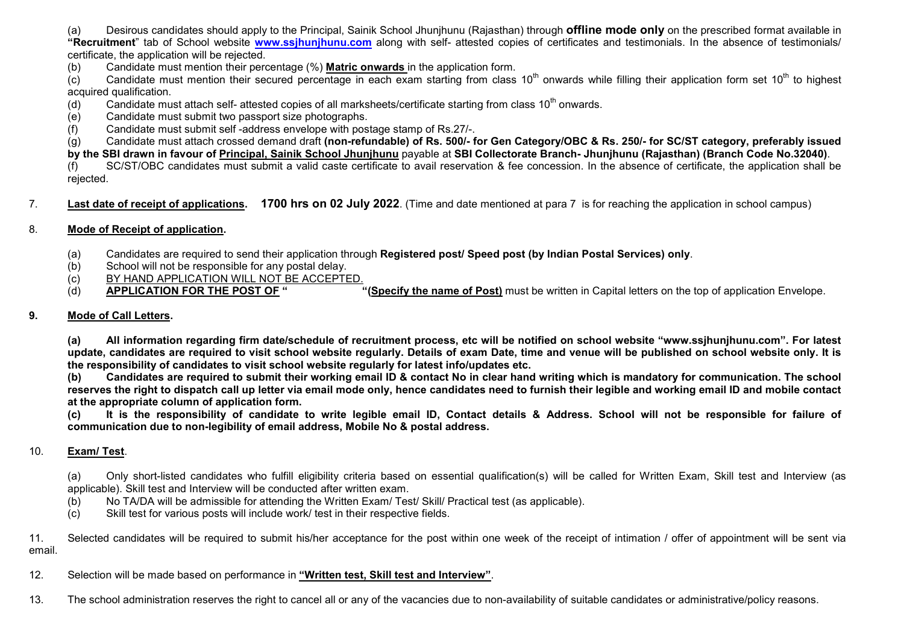(a) Desirous candidates should apply to the Principal, Sainik School Jhunjhunu (Rajasthan) through **offline mode only** on the prescribed format available in **"Recruitment"** tab of School website **www.ssjhunjhunu.com** along with self- attested copies of certificates and testimonials. In the absence of testimonials/ certificate, the application will be rejected.

(b) Candidate must mention their percentage (%) **Matric onwards** in the application form.

(c) Candidate must mention their secured percentage in each exam starting from class 10th onwards while filling their application form set 10th to highest acquired qualification.

(d) Candidate must attach self- attested copies of all marksheets/certificate starting from class 10th onwards.

(e) Candidate must submit two passport size photographs.

(f) Candidate must submit self -address envelope with postage stamp of Rs.27/-.

(g) Candidate must attach crossed demand draft **(non-refundable) of Rs. 500/- for Gen Category/OBC & Rs. 250/- for SC/ST category, preferably issued by the SBI drawn in favour of Principal, Sainik School Jhunjhunu** payable at **SBI Collectorate Branch- Jhunjhunu (Rajasthan) (Branch Code No.32040)**.

(f) SC/ST/OBC candidates must submit a valid caste certificate to avail reservation & fee concession. In the absence of certificate, the application shall be rejected.

7. **Last date of receipt of applications. 1700 hrs on 02 July 2022**. (Time and date mentioned at para 7 is for reaching the application in school campus)

8. **Mode of Receipt of application.**

(a) Candidates are required to send their application through **Registered post/ Speed post (by Indian Postal Services) only**.

(b) School will not be responsible for any postal delay.

(c) BY HAND APPLICATION WILL NOT BE ACCEPTED.

(d) **APPLICATION FOR THE POST OF " "(Specify the name of Post)** must be written in Capital letters on the top of application Envelope.

**9. Mode of Call Letters.**

**(a) All information regarding firm date/schedule of recruitment process, etc will be notified on school website "www.ssjhunjhunu.com". For latest update, candidates are required to visit school website regularly. Details of exam Date, time and venue will be published on school website only. It is the responsibility of candidates to visit school website regularly for latest info/updates etc.**

**(b) Candidates are required to submit their working email ID & contact No in clear hand writing which is mandatory for communication. The school reserves the right to dispatch call up letter via email mode only, hence candidates need to furnish their legible and working email ID and mobile contact at the appropriate column of application form.**

**(c) It is the responsibility of candidate to write legible email ID, Contact details & Address. School will not be responsible for failure of communication due to non-legibility of email address, Mobile No & postal address.**

10. **Exam/ Test**.

(a) Only short-listed candidates who fulfill eligibility criteria based on essential qualification(s) will be called for Written Exam, Skill test and Interview (as applicable). Skill test and Interview will be conducted after written exam.

(b) No TA/DA will be admissible for attending the Written Exam/ Test/ Skill/ Practical test (as applicable).

(c) Skill test for various posts will include work/ test in their respective fields.

11. Selected candidates will be required to submit his/her acceptance for the post within one week of the receipt of intimation / offer of appointment will be sent via email.

12. Selection will be made based on performance in **"Written test, Skill test and Interview"**.

13. The school administration reserves the right to cancel all or any of the vacancies due to non-availability of suitable candidates or administrative/policy reasons.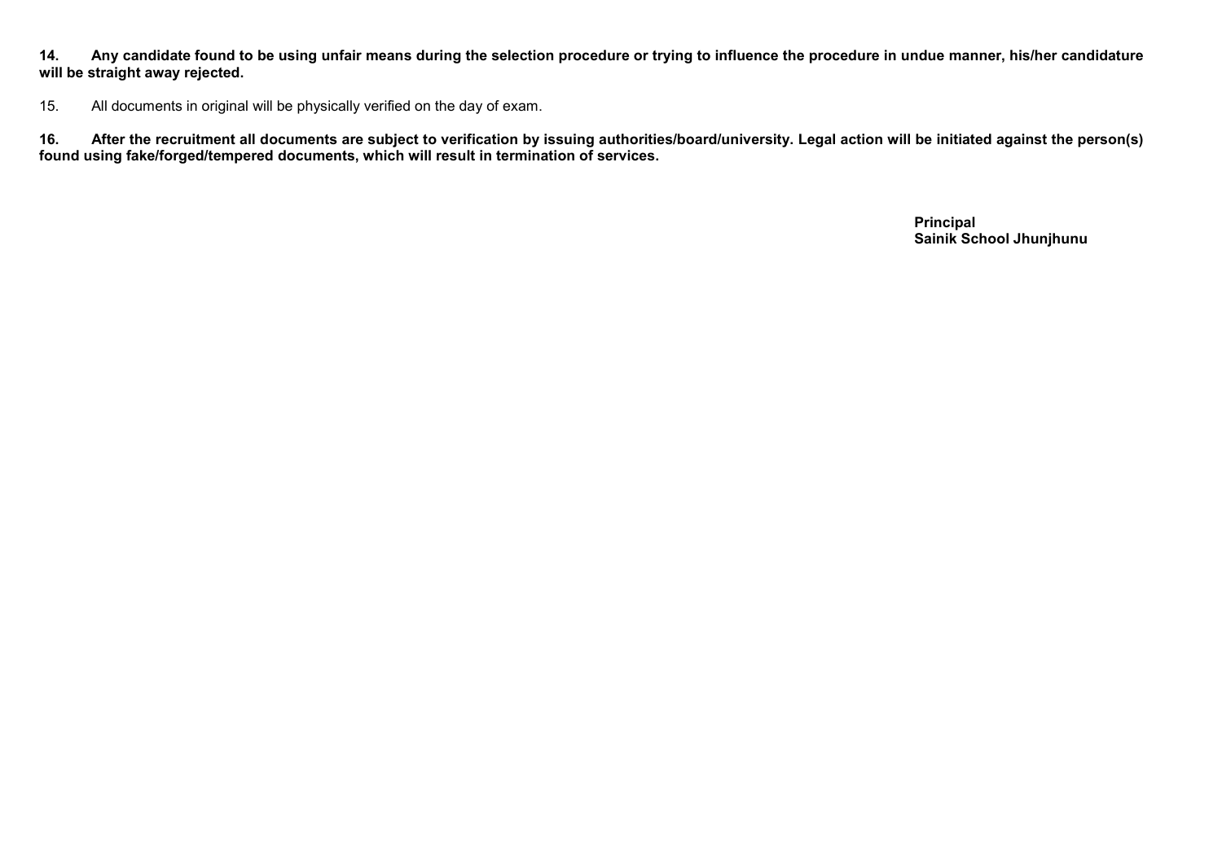**14. Any candidate found to be using unfair means during the selection procedure or trying to influence the procedure in undue manner, his/her candidature will be straight away rejected.**

15. All documents in original will be physically verified on the day of exam.

**16. After the recruitment all documents are subject to verification by issuing authorities/board/university. Legal action will be initiated against the person(s) found using fake/forged/tempered documents, which will result in termination of services.**

**Principal**
**Sainik School Jhunjhunu**